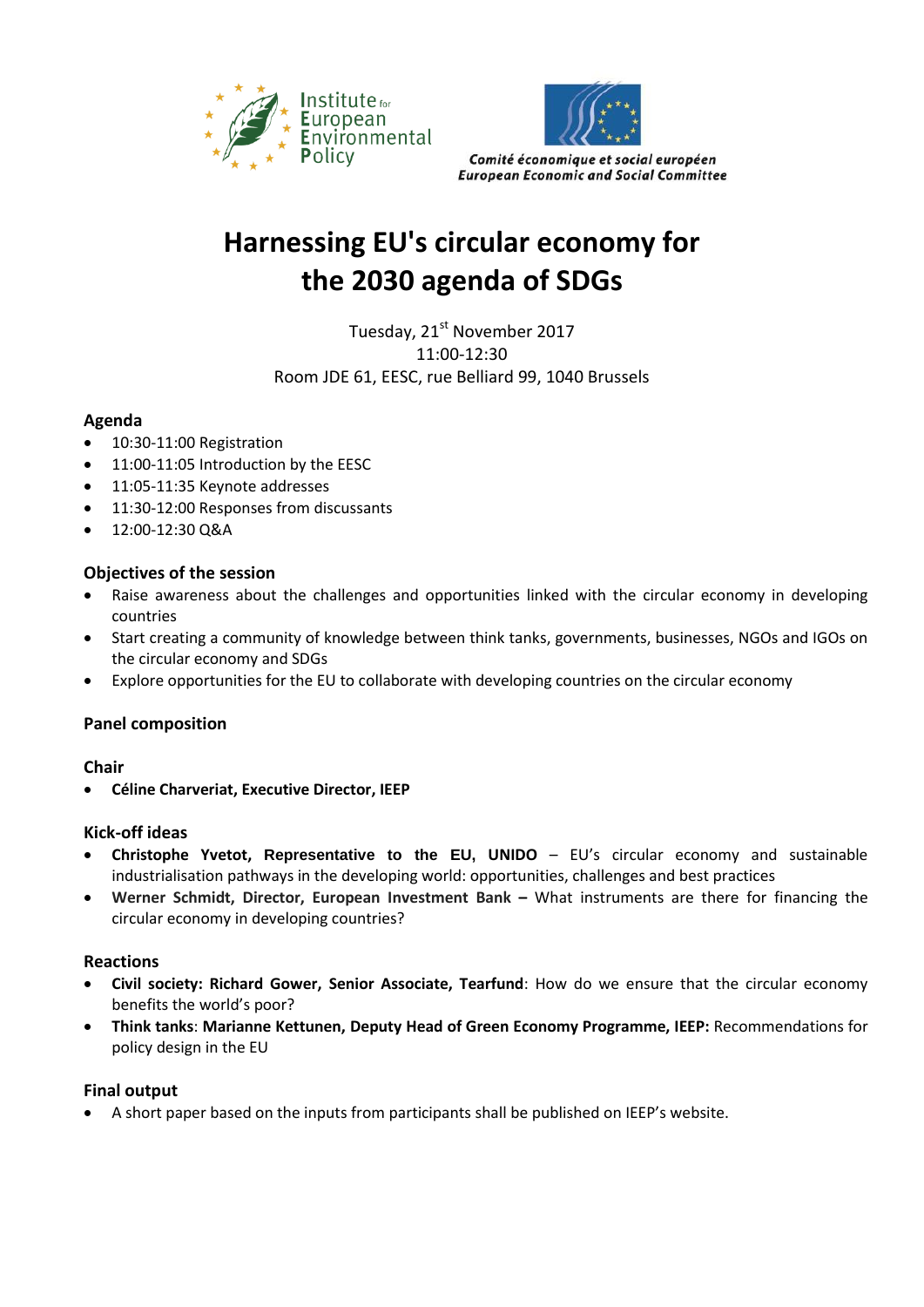Institute for European Environmental Policy

Comité économique et social européen
European Economic and Social Committee

# Harnessing EU's circular economy for the 2030 agenda of SDGs

Tuesday, 21st November 2017
11:00-12:30
Room JDE 61, EESC, rue Belliard 99, 1040 Brussels

## Agenda

- 10:30-11:00 Registration
- 11:00-11:05 Introduction by the EESC
- 11:05-11:35 Keynote addresses
- 11:30-12:00 Responses from discussants
- 12:00-12:30 Q&A

## Objectives of the session

- Raise awareness about the challenges and opportunities linked with the circular economy in developing countries
- Start creating a community of knowledge between think tanks, governments, businesses, NGOs and IGOs on the circular economy and SDGs
- Explore opportunities for the EU to collaborate with developing countries on the circular economy

## Panel composition

### Chair

- **Céline Charveriat, Executive Director, IEEP**

### Kick-off ideas

- **Christophe Yvetot, Representative to the EU, UNIDO** – EU's circular economy and sustainable industrialisation pathways in the developing world: opportunities, challenges and best practices
- **Werner Schmidt, Director, European Investment Bank –** What instruments are there for financing the circular economy in developing countries?

### Reactions

- **Civil society: Richard Gower, Senior Associate, Tearfund**: How do we ensure that the circular economy benefits the world's poor?
- **Think tanks**: **Marianne Kettunen, Deputy Head of Green Economy Programme, IEEP:** Recommendations for policy design in the EU

### Final output

- A short paper based on the inputs from participants shall be published on IEEP's website.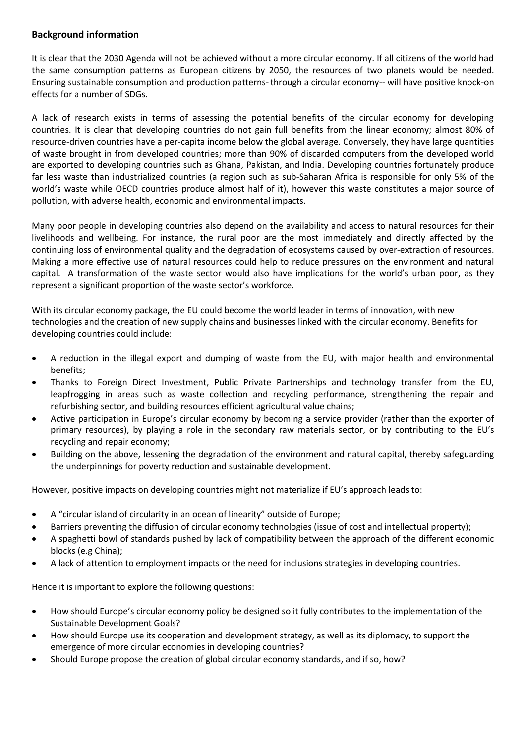**Background information**

It is clear that the 2030 Agenda will not be achieved without a more circular economy. If all citizens of the world had the same consumption patterns as European citizens by 2050, the resources of two planets would be needed. Ensuring sustainable consumption and production patterns-through a circular economy-- will have positive knock-on effects for a number of SDGs.

A lack of research exists in terms of assessing the potential benefits of the circular economy for developing countries. It is clear that developing countries do not gain full benefits from the linear economy; almost 80% of resource-driven countries have a per-capita income below the global average. Conversely, they have large quantities of waste brought in from developed countries; more than 90% of discarded computers from the developed world are exported to developing countries such as Ghana, Pakistan, and India. Developing countries fortunately produce far less waste than industrialized countries (a region such as sub-Saharan Africa is responsible for only 5% of the world's waste while OECD countries produce almost half of it), however this waste constitutes a major source of pollution, with adverse health, economic and environmental impacts.

Many poor people in developing countries also depend on the availability and access to natural resources for their livelihoods and wellbeing. For instance, the rural poor are the most immediately and directly affected by the continuing loss of environmental quality and the degradation of ecosystems caused by over-extraction of resources. Making a more effective use of natural resources could help to reduce pressures on the environment and natural capital. A transformation of the waste sector would also have implications for the world's urban poor, as they represent a significant proportion of the waste sector's workforce.

With its circular economy package, the EU could become the world leader in terms of innovation, with new technologies and the creation of new supply chains and businesses linked with the circular economy. Benefits for developing countries could include:

- A reduction in the illegal export and dumping of waste from the EU, with major health and environmental benefits;
- Thanks to Foreign Direct Investment, Public Private Partnerships and technology transfer from the EU, leapfrogging in areas such as waste collection and recycling performance, strengthening the repair and refurbishing sector, and building resources efficient agricultural value chains;
- Active participation in Europe's circular economy by becoming a service provider (rather than the exporter of primary resources), by playing a role in the secondary raw materials sector, or by contributing to the EU's recycling and repair economy;
- Building on the above, lessening the degradation of the environment and natural capital, thereby safeguarding the underpinnings for poverty reduction and sustainable development.

However, positive impacts on developing countries might not materialize if EU's approach leads to:

- A "circular island of circularity in an ocean of linearity" outside of Europe;
- Barriers preventing the diffusion of circular economy technologies (issue of cost and intellectual property);
- A spaghetti bowl of standards pushed by lack of compatibility between the approach of the different economic blocks (e.g China);
- A lack of attention to employment impacts or the need for inclusions strategies in developing countries.

Hence it is important to explore the following questions:

- How should Europe's circular economy policy be designed so it fully contributes to the implementation of the Sustainable Development Goals?
- How should Europe use its cooperation and development strategy, as well as its diplomacy, to support the emergence of more circular economies in developing countries?
- Should Europe propose the creation of global circular economy standards, and if so, how?